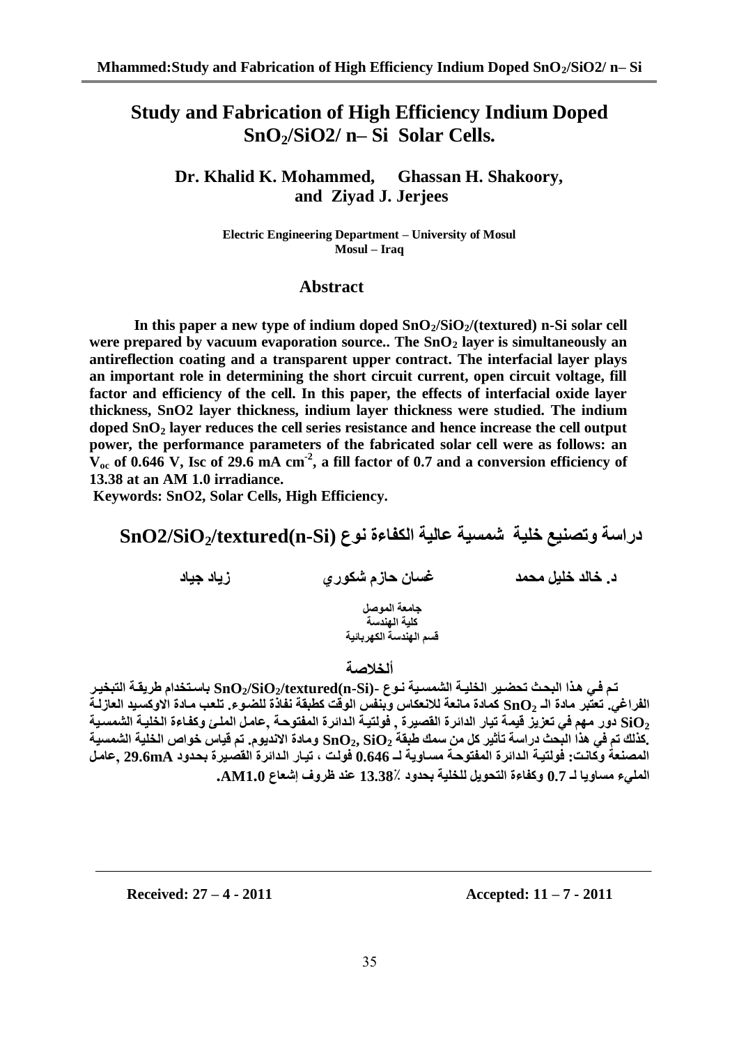# Study and Fabrication of High Efficiency Indium Doped $SnO_2$/SiO2/ n– Si Solar Cells.

**Dr. Khalid K. Mohammed, Ghassan H. Shakoory, and Ziyad J. Jerjees**

**Electric Engineering Department – University of Mosul**
**Mosul – Iraq**

## Abstract

**In this paper a new type of indium doped $SnO_2/SiO_2$/(textured) n-Si solar cell were prepared by vacuum evaporation source.. The $SnO_2$ layer is simultaneously an antireflection coating and a transparent upper contract. The interfacial layer plays an important role in determining the short circuit current, open circuit voltage, fill factor and efficiency of the cell. In this paper, the effects of interfacial oxide layer thickness, SnO2 layer thickness, indium layer thickness were studied. The indium doped $SnO_2$ layer reduces the cell series resistance and hence increase the cell output power, the performance parameters of the fabricated solar cell were as follows: an $V_{oc}$ of 0.646 V, Isc of 29.6 mA $cm^{-2}$, a fill factor of 0.7 and a conversion efficiency of 13.38 at an AM 1.0 irradiance.**

**Keywords: SnO2, Solar Cells, High Efficiency.**

## دراسة وتصنيع خلية شمسية عالية الكفاءة نوع SnO2/$SiO_2$/textured(n-Si)

**د. خالد خليل محمد &nbsp;&nbsp;&nbsp; غسان حازم شكوري &nbsp;&nbsp;&nbsp; زياد جياد**

**جامعة الموصل**
**كلية الهندسة**
**قسم الهندسة الكهربائية**

## ألخلاصة

**تم في هذا البحث تحضير الخلية الشمسية نوع -$SnO_2/SiO_2$/textured(n-Si) باستخدام طريقة التبخير الفراغي. تعتبر مادة الـ $SnO_2$ كمادة مانعة للانعكاس وبنفس الوقت كطبقة نفاذة للضوء. تلعب مادة الاوكسيد العازلة $SiO_2$ دور مهم في تعزيز قيمة تيار الدائرة القصيرة , فولتية الدائرة المفتوحة ,عامل الملئ وكفاءة الخلية الشمسية .كذلك تم في هذا البحث دراسة تأثير كل من سمك طبقة $SnO_2$, $SiO_2$ ومادة الانديوم. تم قياس خواص الخلية الشمسية المصنعة وكانت: فولتية الدائرة المفتوحة مساوية لـ 0.646 فولت ، تيار الدائرة القصيرة بحدود 29.6mA ,عامل المليء مساويا لـ 0.7 وكفاءة التحويل للخلية بحدود ٪13.38 عند ظروف إشعاع AM1.0.**

---

**Received: 27 – 4 - 2011 &nbsp;&nbsp;&nbsp;&nbsp; Accepted: 11 – 7 - 2011**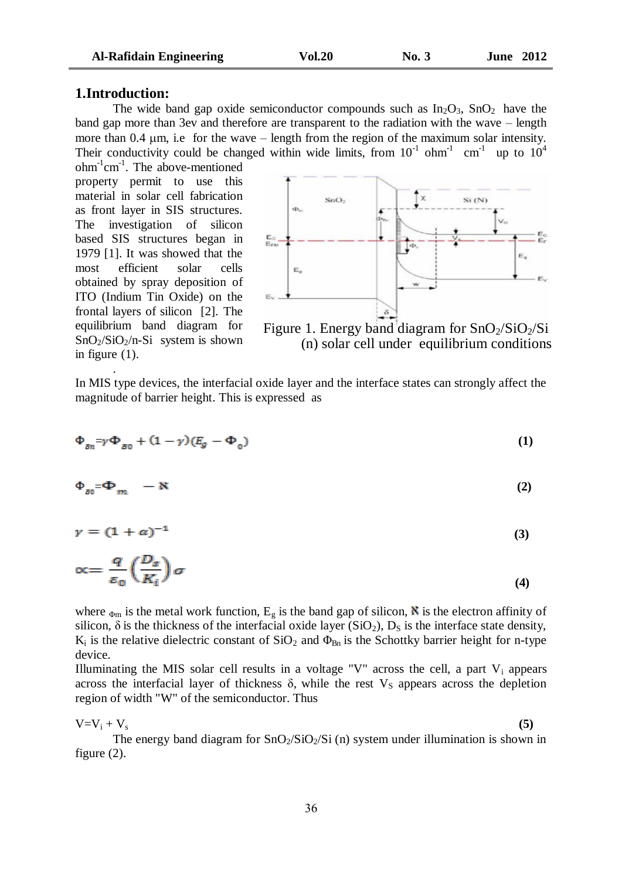## 1.Introduction:

The wide band gap oxide semiconductor compounds such as $In_2O_3$, $SnO_2$ have the band gap more than 3ev and therefore are transparent to the radiation with the wave – length more than 0.4 μm, i.e for the wave – length from the region of the maximum solar intensity. Their conductivity could be changed within wide limits, from $10^{-1}$ $ohm^{-1}$ $cm^{-1}$ up to $10^{4}$ $ohm^{-1}cm^{-1}$. The above-mentioned property permit to use this material in solar cell fabrication as front layer in SIS structures. The investigation of silicon based SIS structures began in 1979 [1]. It was showed that the most efficient solar cells obtained by spray deposition of ITO (Indium Tin Oxide) on the frontal layers of silicon [2]. The equilibrium band diagram for $SnO_2/SiO_2$/n-Si system is shown in figure (1).

Figure 1. Energy band diagram for $SnO_2/SiO_2/Si$ (n) solar cell under equilibrium conditions

In MIS type devices, the interfacial oxide layer and the interface states can strongly affect the magnitude of barrier height. This is expressed as

$$\Phi_{Bn}=\gamma\Phi_{B0}+(1-\gamma)(E_g-\Phi_0) \quad (1)$$

$$\Phi_{B0}=\Phi_m-\aleph \quad (2)$$

$$\gamma=(1+\alpha)^{-1} \quad (3)$$

$$\alpha=\frac{q}{\varepsilon_0}\left(\frac{D_s}{K_i}\right)\sigma \quad (4)$$

where $\Phi_m$ is the metal work function, $E_g$ is the band gap of silicon, $\aleph$ is the electron affinity of silicon, δ is the thickness of the interfacial oxide layer ($SiO_2$), $D_S$ is the interface state density, $K_i$ is the relative dielectric constant of $SiO_2$ and $\Phi_{Bn}$ is the Schottky barrier height for n-type device.

Illuminating the MIS solar cell results in a voltage "V" across the cell, a part $V_i$ appears across the interfacial layer of thickness δ, while the rest $V_S$ appears across the depletion region of width "W" of the semiconductor. Thus

$$V=V_i+V_s \quad (5)$$

The energy band diagram for $SnO_2/SiO_2/Si$ (n) system under illumination is shown in figure (2).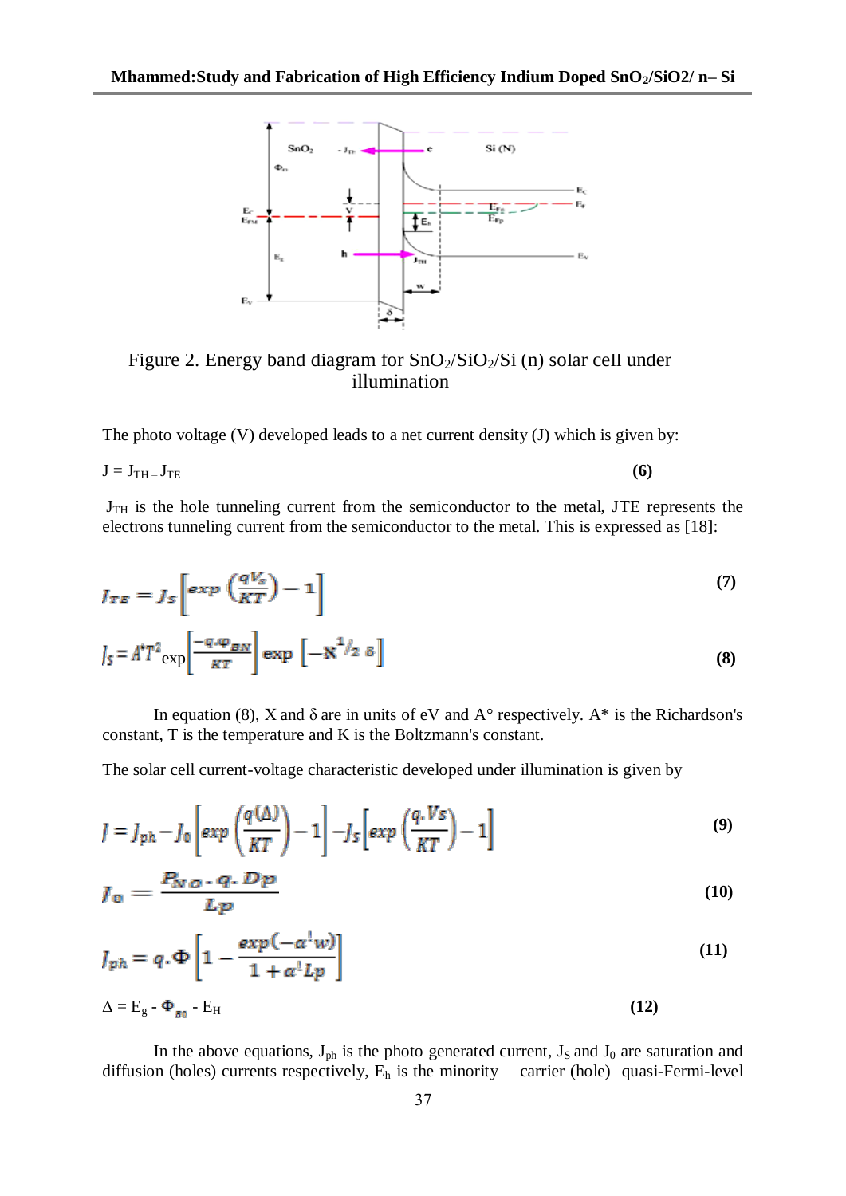Figure 2. Energy band diagram for $SnO_2/SiO_2/Si$ (n) solar cell under illumination

The photo voltage (V) developed leads to a net current density (J) which is given by:

$$J = J_{TH} - J_{TE} \tag{6}$$

$J_{TH}$ is the hole tunneling current from the semiconductor to the metal, JTE represents the electrons tunneling current from the semiconductor to the metal. This is expressed as [18]:

$$J_{TE} = J_S\left[exp\left(\frac{qV_s}{KT}\right) - 1\right] \tag{7}$$

$$J_S = A^*T^2 \exp\left[\frac{-q.\Phi_{BN}}{KT}\right] \exp\left[-X^{1/2}\,\delta\right] \tag{8}$$

In equation (8), X and δ are in units of eV and A° respectively. A* is the Richardson's constant, T is the temperature and K is the Boltzmann's constant.

The solar cell current-voltage characteristic developed under illumination is given by

$$J = J_{ph} - J_0\left[exp\left(\frac{q(\Delta)}{KT}\right) - 1\right] - J_S\left[exp\left(\frac{q.V_S}{KT}\right) - 1\right] \tag{9}$$

$$J_0 = \frac{P_{NO}.q.D_P}{L_P} \tag{10}$$

$$J_{ph} = q.\Phi\left[1 - \frac{exp(-\alpha^! w)}{1 + \alpha^! L_P}\right] \tag{11}$$

$$\Delta = E_g - \Phi_{B0} - E_H \tag{12}$$

In the above equations, $J_{ph}$ is the photo generated current, $J_S$ and $J_0$ are saturation and diffusion (holes) currents respectively, $E_h$ is the minority carrier (hole) quasi-Fermi-level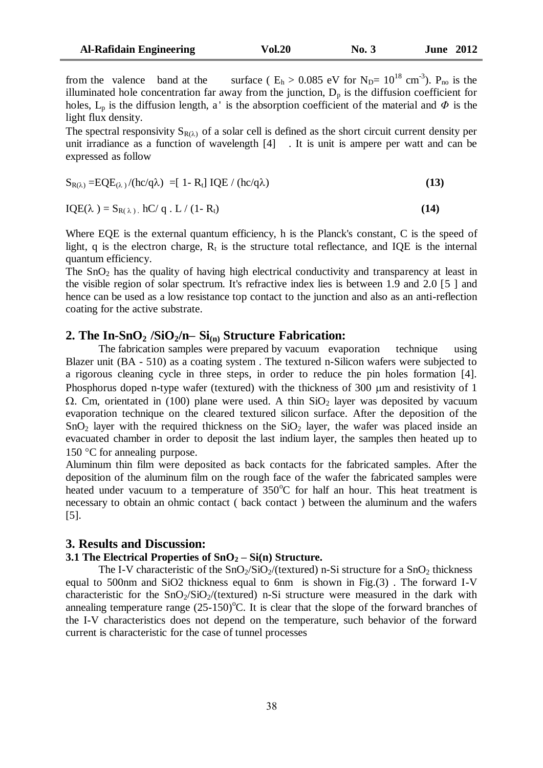from the valence band at the surface ( $E_h > 0.085$ eV for $N_D = 10^{18}$ $cm^{-3}$). $P_{no}$ is the illuminated hole concentration far away from the junction, $D_p$ is the diffusion coefficient for holes, $L_p$ is the diffusion length, a' is the absorption coefficient of the material and $\Phi$ is the light flux density.

The spectral responsivity $S_{R(\lambda)}$ of a solar cell is defined as the short circuit current density per unit irradiance as a function of wavelength [4] . It is unit is ampere per watt and can be expressed as follow

$$S_{R(\lambda)} = EQE_{(\lambda)} / (hc/q\lambda) = [1 - R_t] \, IQE / (hc/q\lambda) \tag{13}$$

$$IQE(\lambda) = S_{R(\lambda)} \, . \, hC / q \, . \, L / (1 - R_t) \tag{14}$$

Where EQE is the external quantum efficiency, h is the Planck's constant, C is the speed of light, q is the electron charge, $R_t$ is the structure total reflectance, and IQE is the internal quantum efficiency.

The $SnO_2$ has the quality of having high electrical conductivity and transparency at least in the visible region of solar spectrum. It's refractive index lies is between 1.9 and 2.0 [5 ] and hence can be used as a low resistance top contact to the junction and also as an anti-reflection coating for the active substrate.

## 2. The In-$SnO_2$ /$SiO_2$/n– $Si_{(n)}$ Structure Fabrication:

The fabrication samples were prepared by vacuum evaporation technique using Blazer unit (BA - 510) as a coating system . The textured n-Silicon wafers were subjected to a rigorous cleaning cycle in three steps, in order to reduce the pin holes formation [4]. Phosphorus doped n-type wafer (textured) with the thickness of 300 μm and resistivity of 1 Ω. Cm, orientated in (100) plane were used. A thin $SiO_2$ layer was deposited by vacuum evaporation technique on the cleared textured silicon surface. After the deposition of the $SnO_2$ layer with the required thickness on the $SiO_2$ layer, the wafer was placed inside an evacuated chamber in order to deposit the last indium layer, the samples then heated up to 150 °C for annealing purpose.

Aluminum thin film were deposited as back contacts for the fabricated samples. After the deposition of the aluminum film on the rough face of the wafer the fabricated samples were heated under vacuum to a temperature of 350°C for half an hour. This heat treatment is necessary to obtain an ohmic contact ( back contact ) between the aluminum and the wafers [5].

## 3. Results and Discussion:

### 3.1 The Electrical Properties of $SnO_2$ – Si(n) Structure.

The I-V characteristic of the $SnO_2$/$SiO_2$/(textured) n-Si structure for a $SnO_2$ thickness equal to 500nm and SiO2 thickness equal to 6nm is shown in Fig.(3) . The forward I-V characteristic for the $SnO_2$/$SiO_2$/(textured) n-Si structure were measured in the dark with annealing temperature range (25-150)°C. It is clear that the slope of the forward branches of the I-V characteristics does not depend on the temperature, such behavior of the forward current is characteristic for the case of tunnel processes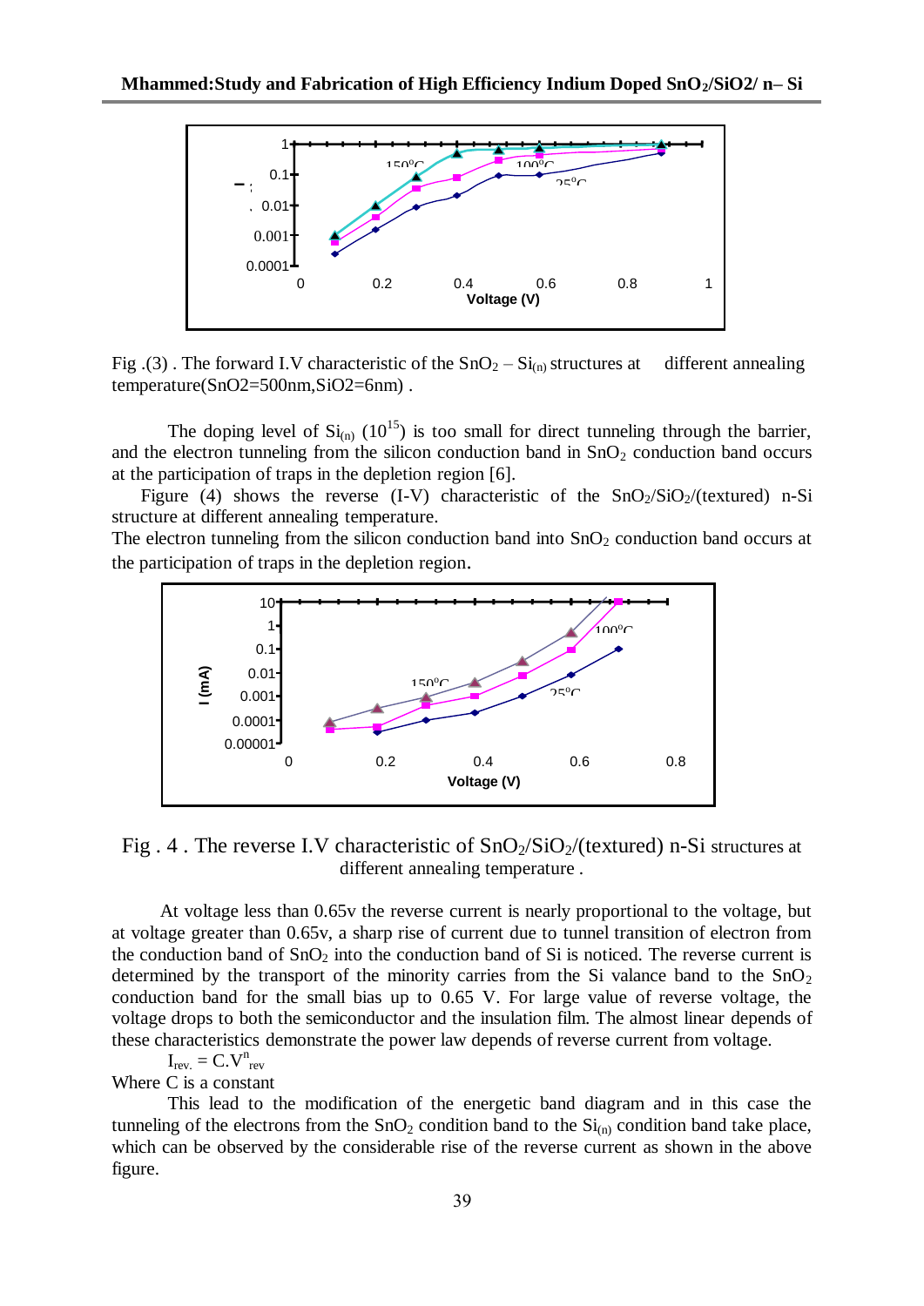Fig .(3) . The forward I.V characteristic of the $SnO_2 – Si_{(n)}$ structures at different annealing temperature($SnO_2$=500nm,$SiO_2$=6nm) .

The doping level of $Si_{(n)}$ ($10^{15}$) is too small for direct tunneling through the barrier, and the electron tunneling from the silicon conduction band in $SnO_2$ conduction band occurs at the participation of traps in the depletion region [6].

Figure (4) shows the reverse (I-V) characteristic of the $SnO_2/SiO_2$/(textured) n-Si structure at different annealing temperature.

The electron tunneling from the silicon conduction band into $SnO_2$ conduction band occurs at the participation of traps in the depletion region.

Fig . 4 . The reverse I.V characteristic of $SnO_2/SiO_2$/(textured) n-Si structures at different annealing temperature .

At voltage less than 0.65v the reverse current is nearly proportional to the voltage, but at voltage greater than 0.65v, a sharp rise of current due to tunnel transition of electron from the conduction band of $SnO_2$ into the conduction band of Si is noticed. The reverse current is determined by the transport of the minority carries from the Si valance band to the $SnO_2$ conduction band for the small bias up to 0.65 V. For large value of reverse voltage, the voltage drops to both the semiconductor and the insulation film. The almost linear depends of these characteristics demonstrate the power law depends of reverse current from voltage.

$$I_{rev.} = C.V^{n}_{rev}$$

Where C is a constant

This lead to the modification of the energetic band diagram and in this case the tunneling of the electrons from the $SnO_2$ condition band to the $Si_{(n)}$ condition band take place, which can be observed by the considerable rise of the reverse current as shown in the above figure.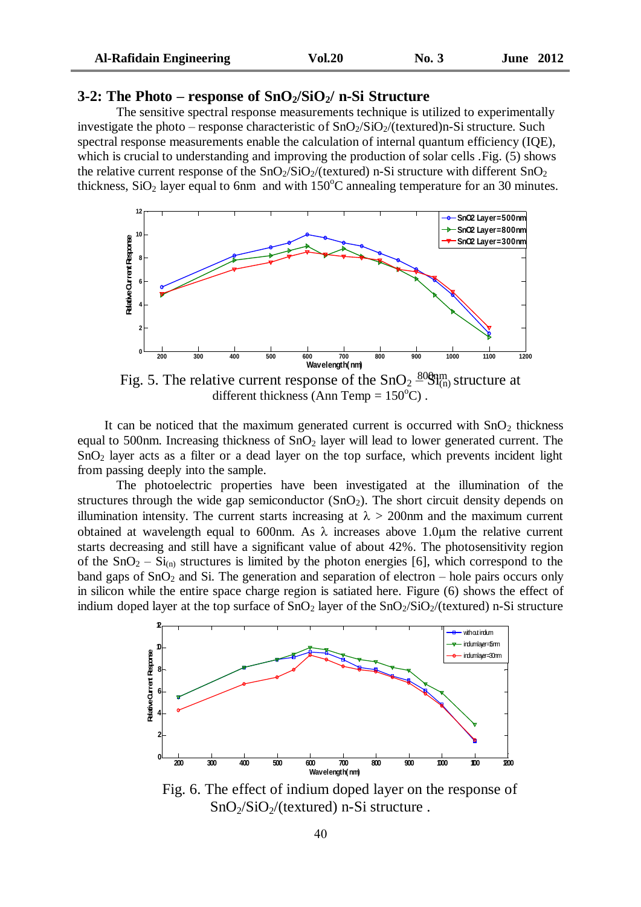## 3-2: The Photo – response of $SnO_2/SiO_2$/ n-Si Structure

The sensitive spectral response measurements technique is utilized to experimentally investigate the photo – response characteristic of $SnO_2/SiO_2$/(textured)n-Si structure. Such spectral response measurements enable the calculation of internal quantum efficiency (IQE), which is crucial to understanding and improving the production of solar cells .Fig. (5) shows the relative current response of the $SnO_2/SiO_2$/(textured) n-Si structure with different $SnO_2$ thickness, $SiO_2$ layer equal to 6nm and with 150°C annealing temperature for an 30 minutes.

Fig. 5. The relative current response of the $SnO_2$ $\frac{800nm}{}$ $Si_{(n)}$ structure at different thickness (Ann Temp = 150°C) .

It can be noticed that the maximum generated current is occurred with $SnO_2$ thickness equal to 500nm. Increasing thickness of $SnO_2$ layer will lead to lower generated current. The $SnO_2$ layer acts as a filter or a dead layer on the top surface, which prevents incident light from passing deeply into the sample.

The photoelectric properties have been investigated at the illumination of the structures through the wide gap semiconductor ($SnO_2$). The short circuit density depends on illumination intensity. The current starts increasing at $\lambda$ > 200nm and the maximum current obtained at wavelength equal to 600nm. As $\lambda$ increases above 1.0µm the relative current starts decreasing and still have a significant value of about 42%. The photosensitivity region of the $SnO_2$ – $Si_{(n)}$ structures is limited by the photon energies [6], which correspond to the band gaps of $SnO_2$ and Si. The generation and separation of electron – hole pairs occurs only in silicon while the entire space charge region is satiated here. Figure (6) shows the effect of indium doped layer at the top surface of $SnO_2$ layer of the $SnO_2/SiO_2$/(textured) n-Si structure

Fig. 6. The effect of indium doped layer on the response of $SnO_2/SiO_2$/(textured) n-Si structure .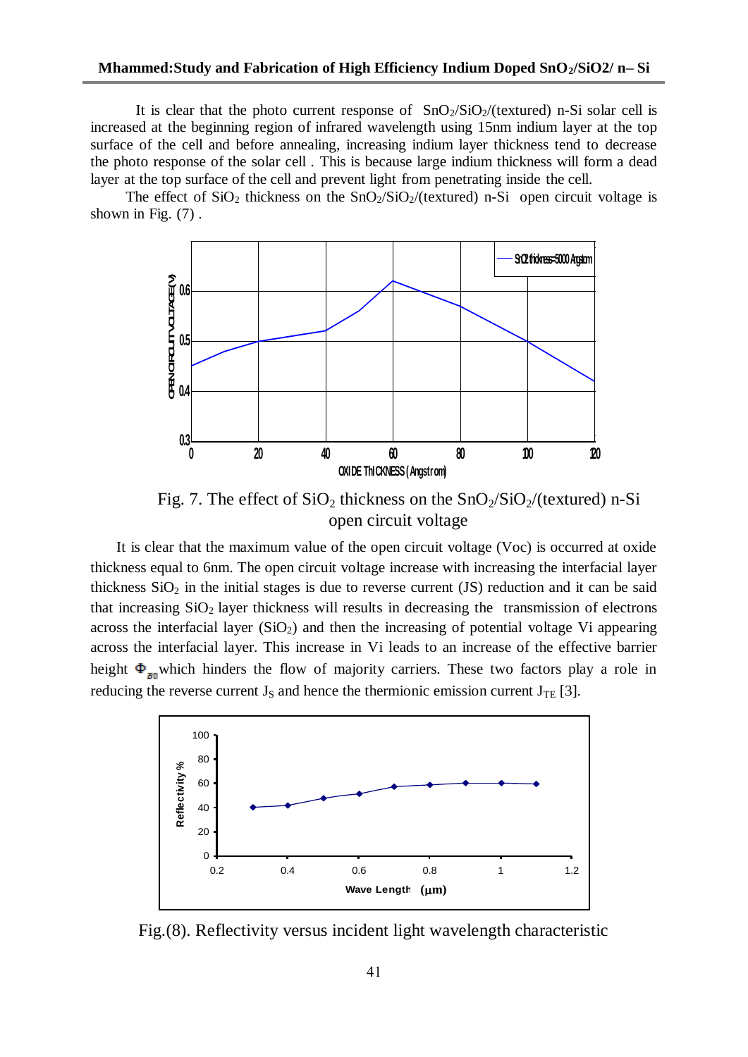It is clear that the photo current response of $SnO_2/SiO_2$/(textured) n-Si solar cell is increased at the beginning region of infrared wavelength using 15nm indium layer at the top surface of the cell and before annealing, increasing indium layer thickness tend to decrease the photo response of the solar cell . This is because large indium thickness will form a dead layer at the top surface of the cell and prevent light from penetrating inside the cell.

The effect of $SiO_2$ thickness on the $SnO_2/SiO_2$/(textured) n-Si open circuit voltage is shown in Fig. (7) .

Fig. 7. The effect of $SiO_2$ thickness on the $SnO_2/SiO_2$/(textured) n-Si open circuit voltage

It is clear that the maximum value of the open circuit voltage (Voc) is occurred at oxide thickness equal to 6nm. The open circuit voltage increase with increasing the interfacial layer thickness $SiO_2$ in the initial stages is due to reverse current (JS) reduction and it can be said that increasing $SiO_2$ layer thickness will results in decreasing the transmission of electrons across the interfacial layer ($SiO_2$) and then the increasing of potential voltage Vi appearing across the interfacial layer. This increase in Vi leads to an increase of the effective barrier height $\Phi_{B0}$ which hinders the flow of majority carriers. These two factors play a role in reducing the reverse current $J_S$ and hence the thermionic emission current $J_{TE}$ [3].

Fig.(8). Reflectivity versus incident light wavelength characteristic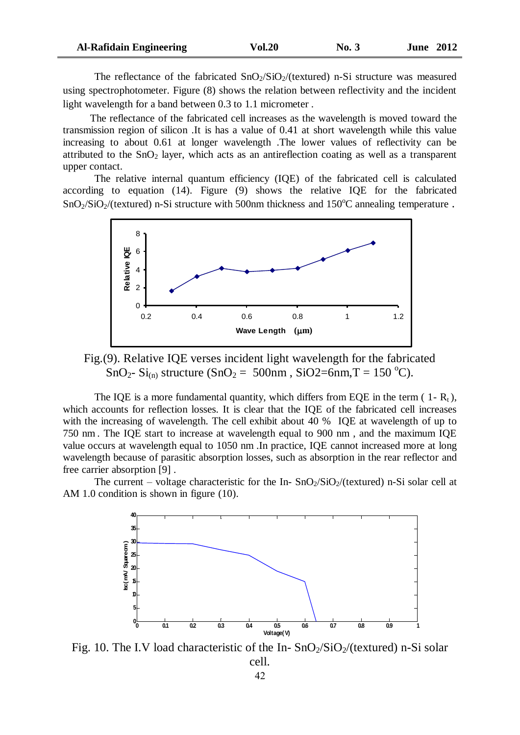The reflectance of the fabricated $SnO_2/SiO_2$/(textured) n-Si structure was measured using spectrophotometer. Figure (8) shows the relation between reflectivity and the incident light wavelength for a band between 0.3 to 1.1 micrometer .

The reflectance of the fabricated cell increases as the wavelength is moved toward the transmission region of silicon .It is has a value of 0.41 at short wavelength while this value increasing to about 0.61 at longer wavelength .The lower values of reflectivity can be attributed to the $SnO_2$ layer, which acts as an antireflection coating as well as a transparent upper contact.

The relative internal quantum efficiency (IQE) of the fabricated cell is calculated according to equation (14). Figure (9) shows the relative IQE for the fabricated $SnO_2/SiO_2$/(textured) n-Si structure with 500nm thickness and 150°C annealing temperature .

Fig.(9). Relative IQE verses incident light wavelength for the fabricated $SnO_2$- $Si_{(n)}$ structure ($SnO_2$ = 500nm , SiO2=6nm,T = 150 °C).

The IQE is a more fundamental quantity, which differs from EQE in the term ( $1- R_t$ ), which accounts for reflection losses. It is clear that the IQE of the fabricated cell increases with the increasing of wavelength. The cell exhibit about 40 % IQE at wavelength of up to 750 nm . The IQE start to increase at wavelength equal to 900 nm , and the maximum IQE value occurs at wavelength equal to 1050 nm .In practice, IQE cannot increased more at long wavelength because of parasitic absorption losses, such as absorption in the rear reflector and free carrier absorption [9] .

The current – voltage characteristic for the In- $SnO_2/SiO_2$/(textured) n-Si solar cell at AM 1.0 condition is shown in figure (10).

Fig. 10. The I.V load characteristic of the In- $SnO_2/SiO_2$/(textured) n-Si solar cell.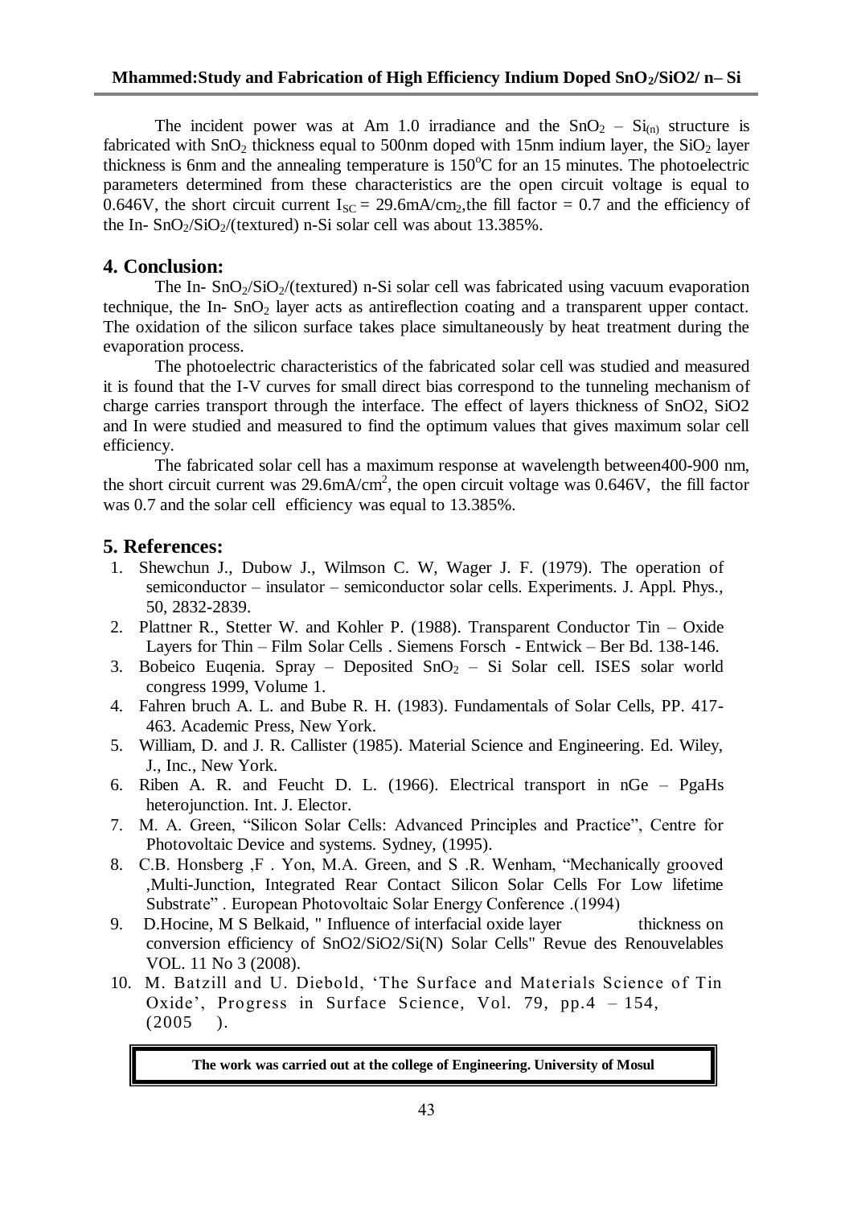The incident power was at Am 1.0 irradiance and the $SnO_2$ – $Si_{(n)}$ structure is fabricated with $SnO_2$ thickness equal to 500nm doped with 15nm indium layer, the $SiO_2$ layer thickness is 6nm and the annealing temperature is $150^oC$ for an 15 minutes. The photoelectric parameters determined from these characteristics are the open circuit voltage is equal to 0.646V, the short circuit current $I_{SC}$ = 29.6mA/$cm_2$,the fill factor = 0.7 and the efficiency of the In- $SnO_2$/$SiO_2$/(textured) n-Si solar cell was about 13.385%.

## 4. Conclusion:

The In- $SnO_2$/$SiO_2$/(textured) n-Si solar cell was fabricated using vacuum evaporation technique, the In- $SnO_2$ layer acts as antireflection coating and a transparent upper contact. The oxidation of the silicon surface takes place simultaneously by heat treatment during the evaporation process.

The photoelectric characteristics of the fabricated solar cell was studied and measured it is found that the I-V curves for small direct bias correspond to the tunneling mechanism of charge carries transport through the interface. The effect of layers thickness of SnO2, SiO2 and In were studied and measured to find the optimum values that gives maximum solar cell efficiency.

The fabricated solar cell has a maximum response at wavelength between400-900 nm, the short circuit current was 29.6mA/$cm^2$, the open circuit voltage was 0.646V, the fill factor was 0.7 and the solar cell efficiency was equal to 13.385%.

## 5. References:

1. Shewchun J., Dubow J., Wilmson C. W, Wager J. F. (1979). The operation of semiconductor – insulator – semiconductor solar cells. Experiments. J. Appl. Phys., 50, 2832-2839.
2. Plattner R., Stetter W. and Kohler P. (1988). Transparent Conductor Tin – Oxide Layers for Thin – Film Solar Cells . Siemens Forsch - Entwick – Ber Bd. 138-146.
3. Bobeico Euqenia. Spray – Deposited $SnO_2$ – Si Solar cell. ISES solar world congress 1999, Volume 1.
4. Fahren bruch A. L. and Bube R. H. (1983). Fundamentals of Solar Cells, PP. 417-463. Academic Press, New York.
5. William, D. and J. R. Callister (1985). Material Science and Engineering. Ed. Wiley, J., Inc., New York.
6. Riben A. R. and Feucht D. L. (1966). Electrical transport in nGe – PgaHs heterojunction. Int. J. Elector.
7. M. A. Green, "Silicon Solar Cells: Advanced Principles and Practice", Centre for Photovoltaic Device and systems. Sydney, (1995).
8. C.B. Honsberg ,F . Yon, M.A. Green, and S .R. Wenham, "Mechanically grooved ,Multi-Junction, Integrated Rear Contact Silicon Solar Cells For Low lifetime Substrate" . European Photovoltaic Solar Energy Conference .(1994)
9. D.Hocine, M S Belkaid, " Influence of interfacial oxide layer thickness on conversion efficiency of SnO2/SiO2/Si(N) Solar Cells" Revue des Renouvelables VOL. 11 No 3 (2008).
10. M. Batzill and U. Diebold, 'The Surface and Materials Science of Tin Oxide', Progress in Surface Science, Vol. 79, pp.4 – 154, (2005 ).

**The work was carried out at the college of Engineering. University of Mosul**